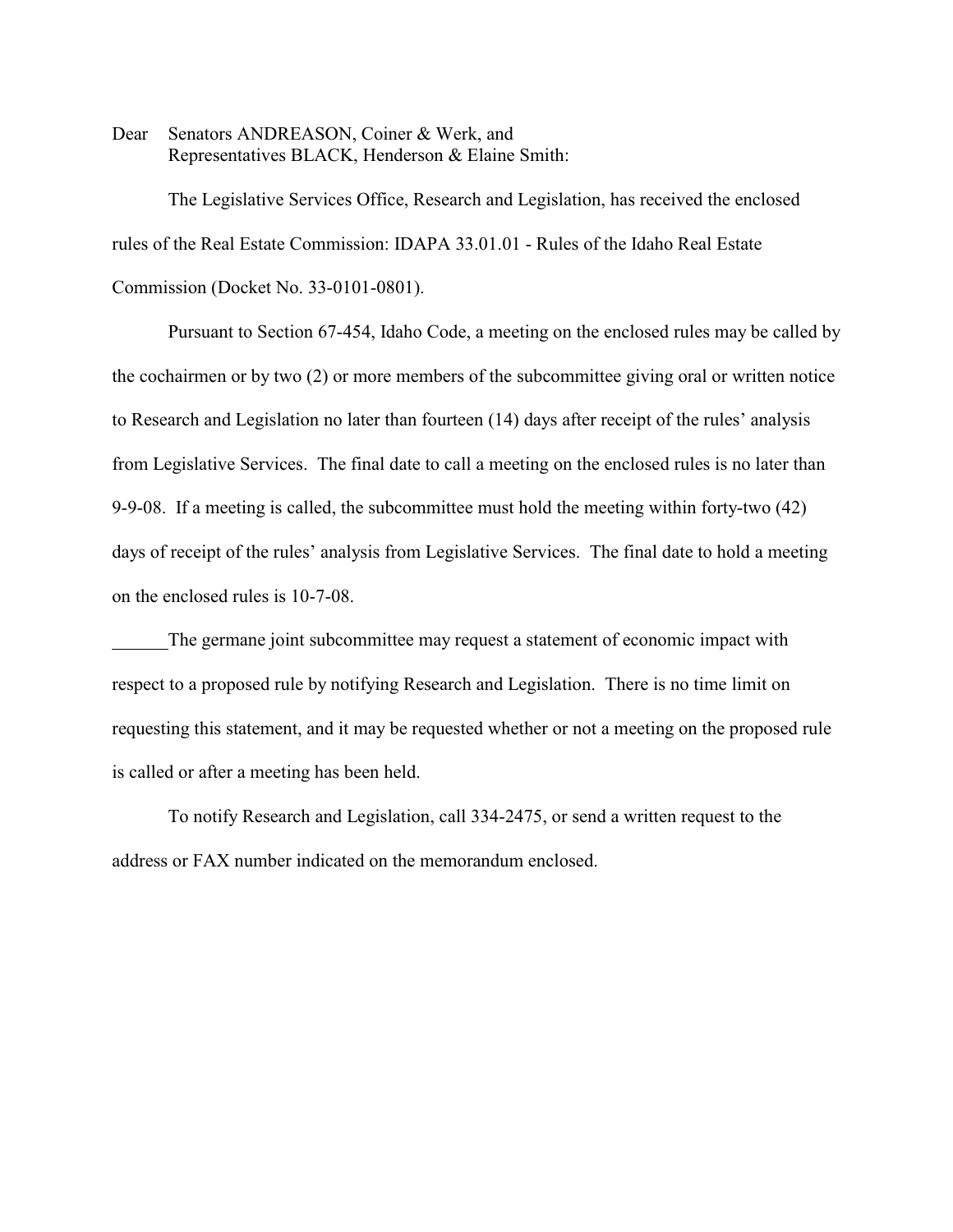Dear Senators ANDREASON, Coiner & Werk, and
Representatives BLACK, Henderson & Elaine Smith:

The Legislative Services Office, Research and Legislation, has received the enclosed rules of the Real Estate Commission: IDAPA 33.01.01 - Rules of the Idaho Real Estate Commission (Docket No. 33-0101-0801).

Pursuant to Section 67-454, Idaho Code, a meeting on the enclosed rules may be called by the cochairmen or by two (2) or more members of the subcommittee giving oral or written notice to Research and Legislation no later than fourteen (14) days after receipt of the rules' analysis from Legislative Services. The final date to call a meeting on the enclosed rules is no later than 9-9-08. If a meeting is called, the subcommittee must hold the meeting within forty-two (42) days of receipt of the rules' analysis from Legislative Services. The final date to hold a meeting on the enclosed rules is 10-7-08.

______The germane joint subcommittee may request a statement of economic impact with respect to a proposed rule by notifying Research and Legislation. There is no time limit on requesting this statement, and it may be requested whether or not a meeting on the proposed rule is called or after a meeting has been held.

To notify Research and Legislation, call 334-2475, or send a written request to the address or FAX number indicated on the memorandum enclosed.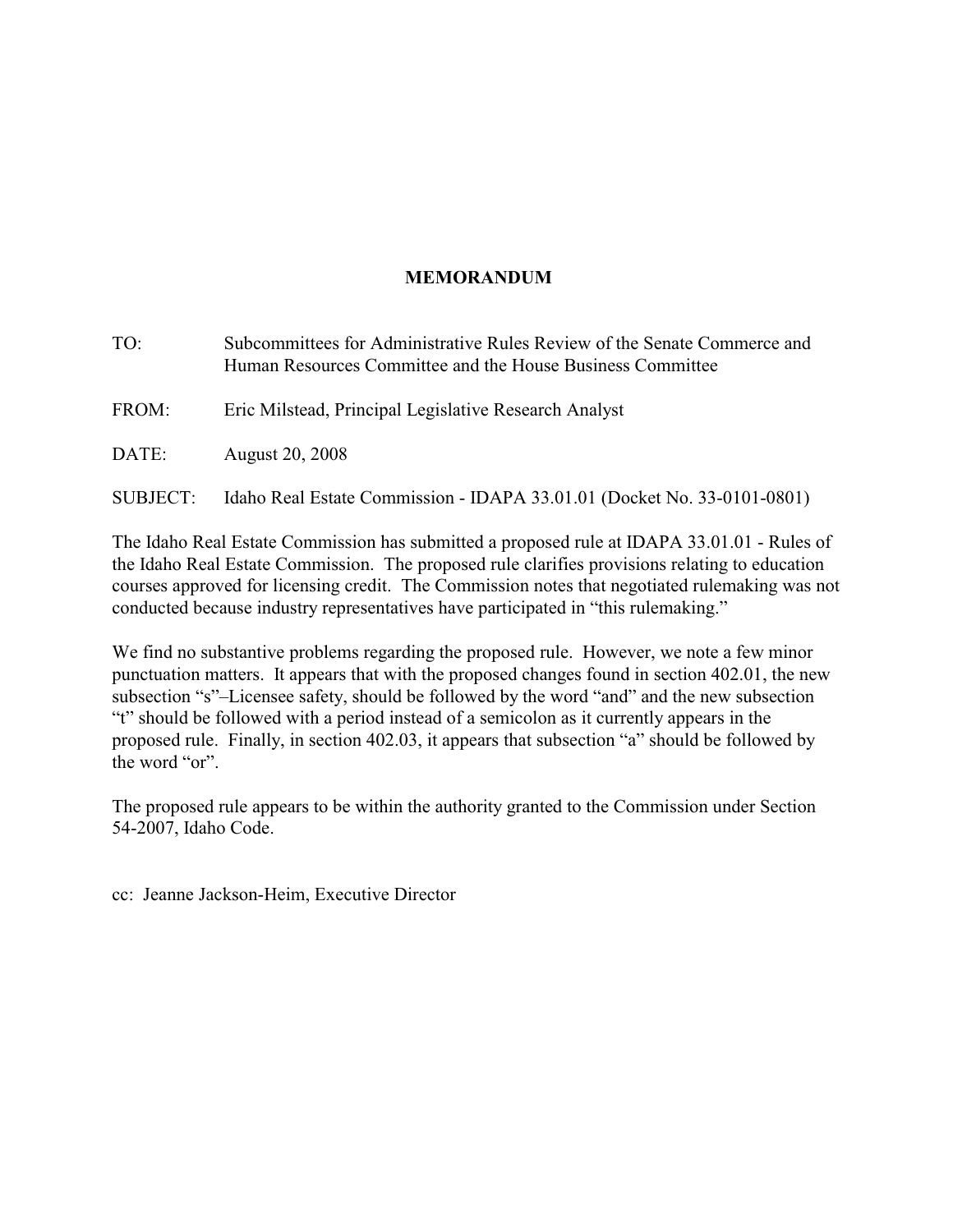# MEMORANDUM

TO: Subcommittees for Administrative Rules Review of the Senate Commerce and Human Resources Committee and the House Business Committee

FROM: Eric Milstead, Principal Legislative Research Analyst

DATE: August 20, 2008

SUBJECT: Idaho Real Estate Commission - IDAPA 33.01.01 (Docket No. 33-0101-0801)

The Idaho Real Estate Commission has submitted a proposed rule at IDAPA 33.01.01 - Rules of the Idaho Real Estate Commission. The proposed rule clarifies provisions relating to education courses approved for licensing credit. The Commission notes that negotiated rulemaking was not conducted because industry representatives have participated in "this rulemaking."

We find no substantive problems regarding the proposed rule. However, we note a few minor punctuation matters. It appears that with the proposed changes found in section 402.01, the new subsection "s"–Licensee safety, should be followed by the word "and" and the new subsection "t" should be followed with a period instead of a semicolon as it currently appears in the proposed rule. Finally, in section 402.03, it appears that subsection "a" should be followed by the word "or".

The proposed rule appears to be within the authority granted to the Commission under Section 54-2007, Idaho Code.

cc: Jeanne Jackson-Heim, Executive Director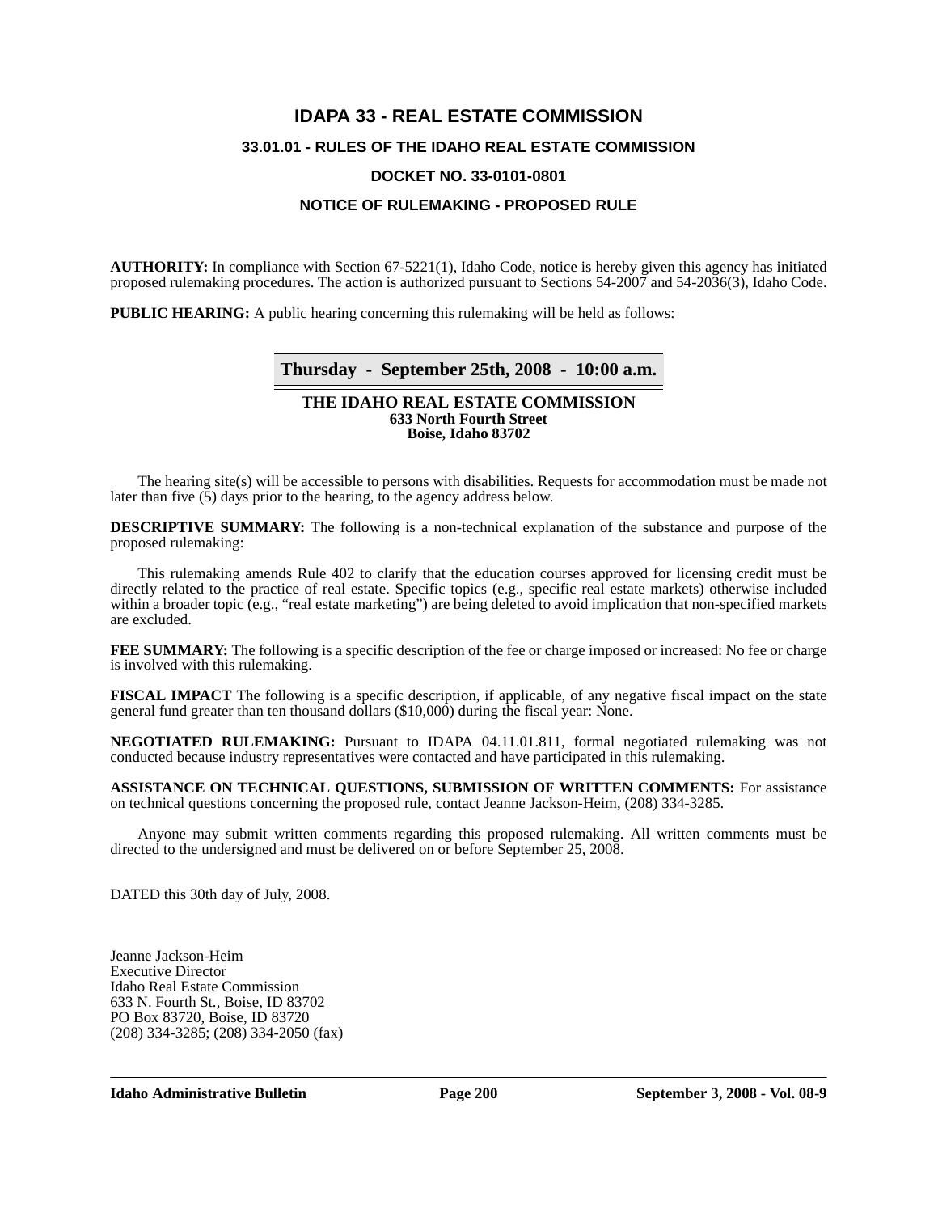# IDAPA 33 - REAL ESTATE COMMISSION

## 33.01.01 - RULES OF THE IDAHO REAL ESTATE COMMISSION

## DOCKET NO. 33-0101-0801

## NOTICE OF RULEMAKING - PROPOSED RULE

**AUTHORITY:** In compliance with Section 67-5221(1), Idaho Code, notice is hereby given this agency has initiated proposed rulemaking procedures. The action is authorized pursuant to Sections 54-2007 and 54-2036(3), Idaho Code.

**PUBLIC HEARING:** A public hearing concerning this rulemaking will be held as follows:

**Thursday - September 25th, 2008 - 10:00 a.m.**

**THE IDAHO REAL ESTATE COMMISSION**
**633 North Fourth Street**
**Boise, Idaho 83702**

The hearing site(s) will be accessible to persons with disabilities. Requests for accommodation must be made not later than five (5) days prior to the hearing, to the agency address below.

**DESCRIPTIVE SUMMARY:** The following is a non-technical explanation of the substance and purpose of the proposed rulemaking:

This rulemaking amends Rule 402 to clarify that the education courses approved for licensing credit must be directly related to the practice of real estate. Specific topics (e.g., specific real estate markets) otherwise included within a broader topic (e.g., "real estate marketing") are being deleted to avoid implication that non-specified markets are excluded.

**FEE SUMMARY:** The following is a specific description of the fee or charge imposed or increased: No fee or charge is involved with this rulemaking.

**FISCAL IMPACT** The following is a specific description, if applicable, of any negative fiscal impact on the state general fund greater than ten thousand dollars ($10,000) during the fiscal year: None.

**NEGOTIATED RULEMAKING:** Pursuant to IDAPA 04.11.01.811, formal negotiated rulemaking was not conducted because industry representatives were contacted and have participated in this rulemaking.

**ASSISTANCE ON TECHNICAL QUESTIONS, SUBMISSION OF WRITTEN COMMENTS:** For assistance on technical questions concerning the proposed rule, contact Jeanne Jackson-Heim, (208) 334-3285.

Anyone may submit written comments regarding this proposed rulemaking. All written comments must be directed to the undersigned and must be delivered on or before September 25, 2008.

DATED this 30th day of July, 2008.

Jeanne Jackson-Heim
Executive Director
Idaho Real Estate Commission
633 N. Fourth St., Boise, ID 83702
PO Box 83720, Boise, ID 83720
(208) 334-3285; (208) 334-2050 (fax)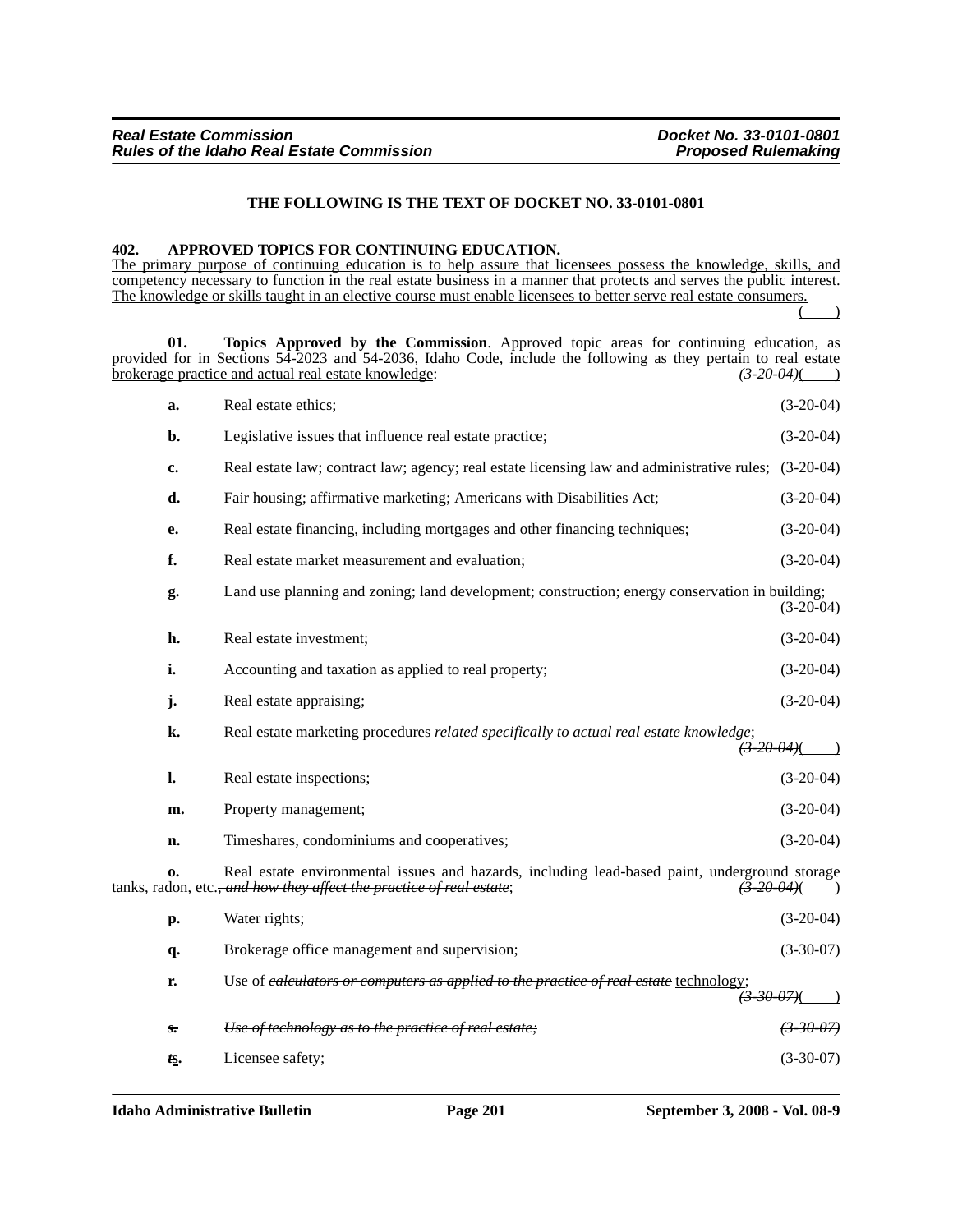**THE FOLLOWING IS THE TEXT OF DOCKET NO. 33-0101-0801**

**402. APPROVED TOPICS FOR CONTINUING EDUCATION.**

<u>The primary purpose of continuing education is to help assure that licensees possess the knowledge, skills, and competency necessary to function in the real estate business in a manner that protects and serves the public interest. The knowledge or skills taught in an elective course must enable licensees to better serve real estate consumers.</u> <u>(    )</u>

**01. Topics Approved by the Commission**. Approved topic areas for continuing education, as provided for in Sections 54-2023 and 54-2036, Idaho Code, include the following <u>as they pertain to real estate brokerage practice and actual real estate knowledge</u>: ~~*(3-20-04)*~~(    )

**a.** Real estate ethics; (3-20-04)

**b.** Legislative issues that influence real estate practice; (3-20-04)

**c.** Real estate law; contract law; agency; real estate licensing law and administrative rules; (3-20-04)

**d.** Fair housing; affirmative marketing; Americans with Disabilities Act; (3-20-04)

**e.** Real estate financing, including mortgages and other financing techniques; (3-20-04)

**f.** Real estate market measurement and evaluation; (3-20-04)

**g.** Land use planning and zoning; land development; construction; energy conservation in building; (3-20-04)

**h.** Real estate investment; (3-20-04)

**i.** Accounting and taxation as applied to real property; (3-20-04)

**j.** Real estate appraising; (3-20-04)

**k.** Real estate marketing procedures ~~*related specifically to actual real estate knowledge*~~; ~~*(3-20-04)*~~(    )

**l.** Real estate inspections; (3-20-04)

**m.** Property management; (3-20-04)

**n.** Timeshares, condominiums and cooperatives; (3-20-04)

**o.** Real estate environmental issues and hazards, including lead-based paint, underground storage tanks, radon, etc.~~*, and how they affect the practice of real estate*~~; ~~*(3-20-04)*~~(    )

**p.** Water rights; (3-20-04)

**q.** Brokerage office management and supervision; (3-30-07)

**r.** Use of ~~*calculators or computers as applied to the practice of real estate*~~ <u>technology</u>; ~~*(3-30-07)*~~(    )

~~***s.***~~ ~~*Use of technology as to the practice of real estate;*~~ ~~*(3-30-07)*~~

~~**t**~~<u>**s**</u>**.** Licensee safety; (3-30-07)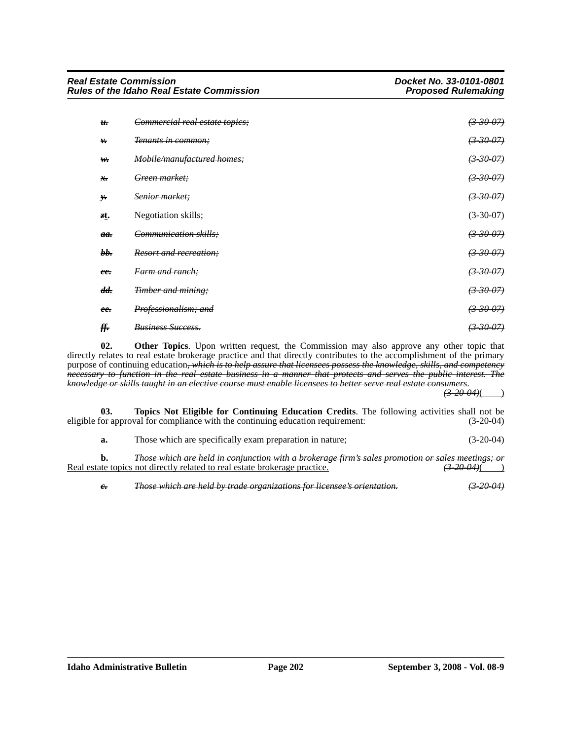~~*u.*~~ ~~*Commercial real estate topics;*~~ ~~*(3-30-07)*~~

~~*v.*~~ ~~*Tenants in common;*~~ ~~*(3-30-07)*~~

~~*w.*~~ ~~*Mobile/manufactured homes;*~~ ~~*(3-30-07)*~~

~~*x.*~~ ~~*Green market;*~~ ~~*(3-30-07)*~~

~~*y.*~~ ~~*Senior market;*~~ ~~*(3-30-07)*~~

**~~*z*~~<u>t</u>.** Negotiation skills; (3-30-07)

~~*aa.*~~ ~~*Communication skills;*~~ ~~*(3-30-07)*~~

~~*bb.*~~ ~~*Resort and recreation;*~~ ~~*(3-30-07)*~~

~~*cc.*~~ ~~*Farm and ranch;*~~ ~~*(3-30-07)*~~

~~*dd.*~~ ~~*Timber and mining;*~~ ~~*(3-30-07)*~~

~~*ee.*~~ ~~*Professionalism; and*~~ ~~*(3-30-07)*~~

~~*ff.*~~ ~~*Business Success.*~~ ~~*(3-30-07)*~~

**02. Other Topics**. Upon written request, the Commission may also approve any other topic that directly relates to real estate brokerage practice and that directly contributes to the accomplishment of the primary purpose of continuing education~~*, which is to help assure that licensees possess the knowledge, skills, and competency necessary to function in the real estate business in a manner that protects and serves the public interest. The knowledge or skills taught in an elective course must enable licensees to better serve real estate consumers*~~. ~~*(3-20-04)*~~( )

**03. Topics Not Eligible for Continuing Education Credits**. The following activities shall not be eligible for approval for compliance with the continuing education requirement: (3-20-04)

**a.** Those which are specifically exam preparation in nature; (3-20-04)

**b.** ~~*Those which are held in conjunction with a brokerage firm's sales promotion or sales meetings; or*~~ <u>Real estate topics not directly related to real estate brokerage practice.</u> ~~*(3-20-04)*~~( )

~~*c.*~~ ~~*Those which are held by trade organizations for licensee's orientation.*~~ ~~*(3-20-04)*~~